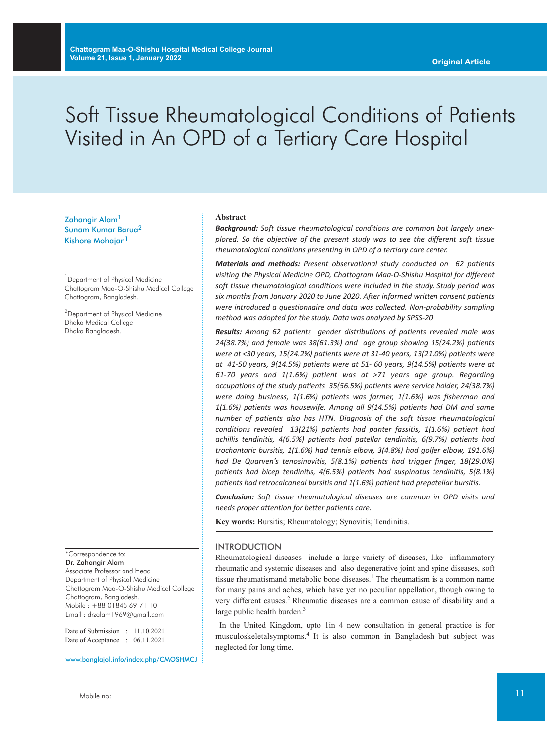# Soft Tissue Rheumatological Conditions of Patients Visited in An OPD of a Tertiary Care Hospital

Zahangir Alam[1]
Sunam Kumar Barua[2]
Kishore Mohajan[1]

[1]Department of Physical Medicine
Chattogram Maa-O-Shishu Medical College
Chattogram, Bangladesh.

[2]Department of Physical Medicine
Dhaka Medical College
Dhaka Bangladesh.

*Correspondence to:
**Dr. Zahangir Alam**
Associate Professor and Head
Department of Physical Medicine
Chattogram Maa-O-Shishu Medical College
Chattogram, Bangladesh.
Mobile : +88 01845 69 71 10
Email : drzalam1969@gmail.com

Date of Submission : 11.10.2021
Date of Acceptance : 06.11.2021

www.banglajol.info/index.php/CMOSHMCJ

**Abstract**

***Background:*** *Soft tissue rheumatological conditions are common but largely unexplored. So the objective of the present study was to see the different soft tissue rheumatological conditions presenting in OPD of a tertiary care center.*

***Materials and methods:*** *Present observational study conducted on 62 patients visiting the Physical Medicine OPD, Chattogram Maa-O-Shishu Hospital for different soft tissue rheumatological conditions were included in the study. Study period was six months from January 2020 to June 2020. After informed written consent patients were introduced a questionnaire and data was collected. Non-probability sampling method was adopted for the study. Data was analyzed by SPSS-20*

***Results:*** *Among 62 patients gender distributions of patients revealed male was 24(38.7%) and female was 38(61.3%) and age group showing 15(24.2%) patients were at <30 years, 15(24.2%) patients were at 31-40 years, 13(21.0%) patients were at 41-50 years, 9(14.5%) patients were at 51- 60 years, 9(14.5%) patients were at 61-70 years and 1(1.6%) patient was at >71 years age group. Regarding occupations of the study patients 35(56.5%) patients were service holder, 24(38.7%) were doing business, 1(1.6%) patients was farmer, 1(1.6%) was fisherman and 1(1.6%) patients was housewife. Among all 9(14.5%) patients had DM and same number of patients also has HTN. Diagnosis of the soft tissue rheumatological conditions revealed 13(21%) patients had panter fassitis, 1(1.6%) patient had achillis tendinitis, 4(6.5%) patients had patellar tendinitis, 6(9.7%) patients had trochantaric bursitis, 1(1.6%) had tennis elbow, 3(4.8%) had golfer elbow, 191.6%) had De Quarven's tenosinovitis, 5(8.1%) patients had trigger finger, 18(29.0%) patients had bicep tendinitis, 4(6.5%) patients had suspinatus tendinitis, 5(8.1%) patients had retrocalcaneal bursitis and 1(1.6%) patient had prepatellar bursitis.*

***Conclusion:*** *Soft tissue rheumatological diseases are common in OPD visits and needs proper attention for better patients care.*

**Key words:** Bursitis; Rheumatology; Synovitis; Tendinitis.

## INTRODUCTION

Rheumatological diseases include a large variety of diseases, like inflammatory rheumatic and systemic diseases and also degenerative joint and spine diseases, soft tissue rheumatismand metabolic bone diseases.[1] The rheumatism is a common name for many pains and aches, which have yet no peculiar appellation, though owing to very different causes.[2] Rheumatic diseases are a common cause of disability and a large public health burden.[3]

In the United Kingdom, upto 1in 4 new consultation in general practice is for musculoskeletalsymptoms.[4] It is also common in Bangladesh but subject was neglected for long time.

Mobile no: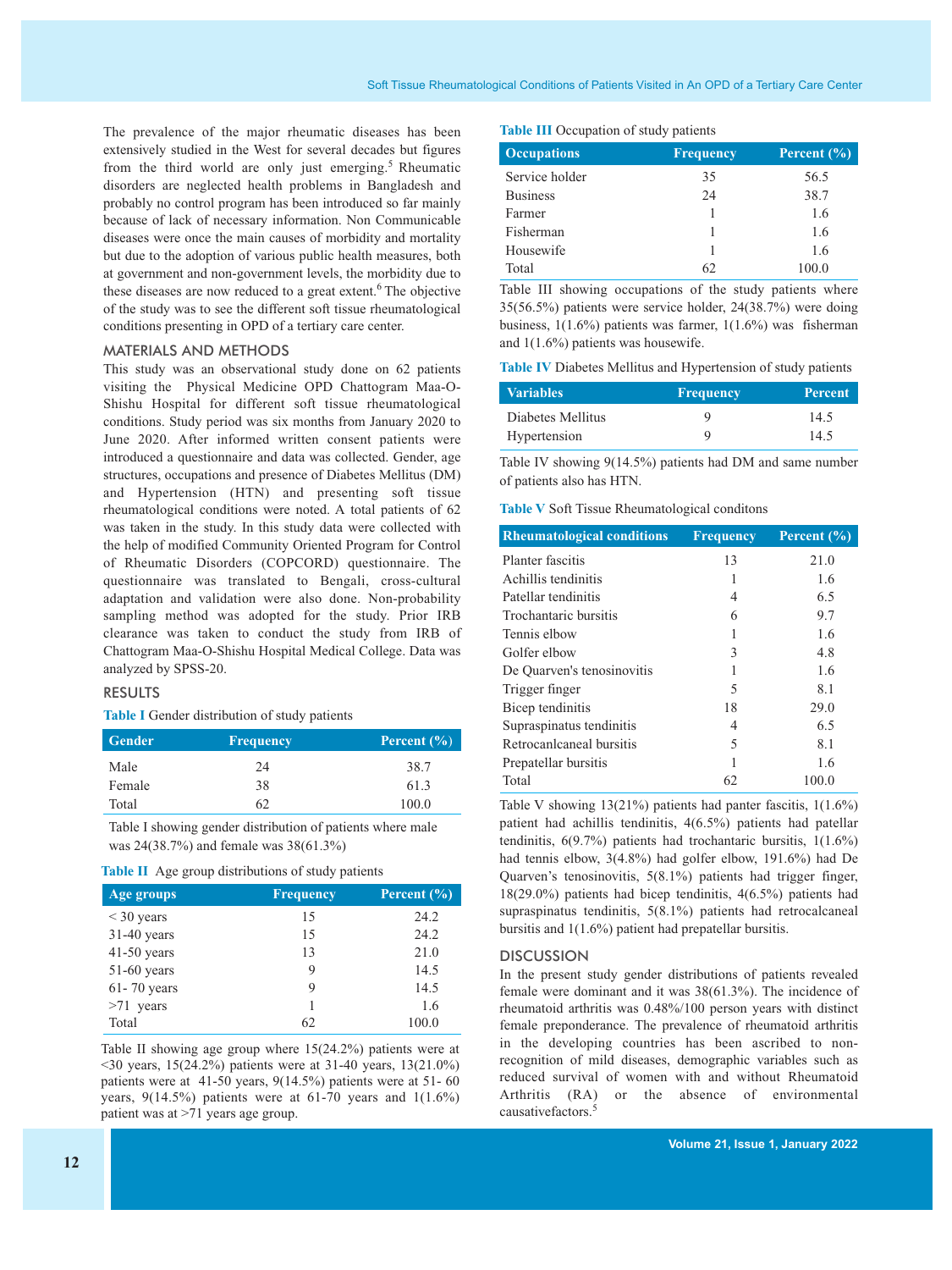The prevalence of the major rheumatic diseases has been extensively studied in the West for several decades but figures from the third world are only just emerging.[5] Rheumatic disorders are neglected health problems in Bangladesh and probably no control program has been introduced so far mainly because of lack of necessary information. Non Communicable diseases were once the main causes of morbidity and mortality but due to the adoption of various public health measures, both at government and non-government levels, the morbidity due to these diseases are now reduced to a great extent.[6] The objective of the study was to see the different soft tissue rheumatological conditions presenting in OPD of a tertiary care center.

## MATERIALS AND METHODS

This study was an observational study done on 62 patients visiting the Physical Medicine OPD Chattogram Maa-O-Shishu Hospital for different soft tissue rheumatological conditions. Study period was six months from January 2020 to June 2020. After informed written consent patients were introduced a questionnaire and data was collected. Gender, age structures, occupations and presence of Diabetes Mellitus (DM) and Hypertension (HTN) and presenting soft tissue rheumatological conditions were noted. A total patients of 62 was taken in the study. In this study data were collected with the help of modified Community Oriented Program for Control of Rheumatic Disorders (COPCORD) questionnaire. The questionnaire was translated to Bengali, cross-cultural adaptation and validation were also done. Non-probability sampling method was adopted for the study. Prior IRB clearance was taken to conduct the study from IRB of Chattogram Maa-O-Shishu Hospital Medical College. Data was analyzed by SPSS-20.

## RESULTS

**Table I** Gender distribution of study patients

| Gender | Frequency | Percent (%) |
|---|---|---|
| Male | 24 | 38.7 |
| Female | 38 | 61.3 |
| Total | 62 | 100.0 |

Table I showing gender distribution of patients where male was 24(38.7%) and female was 38(61.3%)

**Table II** Age group distributions of study patients

| Age groups | Frequency | Percent (%) |
|---|---|---|
| < 30 years | 15 | 24.2 |
| 31-40 years | 15 | 24.2 |
| 41-50 years | 13 | 21.0 |
| 51-60 years | 9 | 14.5 |
| 61- 70 years | 9 | 14.5 |
| >71 years | 1 | 1.6 |
| Total | 62 | 100.0 |

Table II showing age group where 15(24.2%) patients were at <30 years, 15(24.2%) patients were at 31-40 years, 13(21.0%) patients were at 41-50 years, 9(14.5%) patients were at 51- 60 years, 9(14.5%) patients were at 61-70 years and 1(1.6%) patient was at >71 years age group.

**Table III** Occupation of study patients

| Occupations | Frequency | Percent (%) |
|---|---|---|
| Service holder | 35 | 56.5 |
| Business | 24 | 38.7 |
| Farmer | 1 | 1.6 |
| Fisherman | 1 | 1.6 |
| Housewife | 1 | 1.6 |
| Total | 62 | 100.0 |

Table III showing occupations of the study patients where 35(56.5%) patients were service holder, 24(38.7%) were doing business, 1(1.6%) patients was farmer, 1(1.6%) was fisherman and 1(1.6%) patients was housewife.

**Table IV** Diabetes Mellitus and Hypertension of study patients

| Variables | Frequency | Percent |
|---|---|---|
| Diabetes Mellitus | 9 | 14.5 |
| Hypertension | 9 | 14.5 |

Table IV showing 9(14.5%) patients had DM and same number of patients also has HTN.

**Table V** Soft Tissue Rheumatological conditons

| Rheumatological conditions | Frequency | Percent (%) |
|---|---|---|
| Planter fascitis | 13 | 21.0 |
| Achillis tendinitis | 1 | 1.6 |
| Patellar tendinitis | 4 | 6.5 |
| Trochantaric bursitis | 6 | 9.7 |
| Tennis elbow | 1 | 1.6 |
| Golfer elbow | 3 | 4.8 |
| De Quarven's tenosinovitis | 1 | 1.6 |
| Trigger finger | 5 | 8.1 |
| Bicep tendinitis | 18 | 29.0 |
| Supraspinatus tendinitis | 4 | 6.5 |
| Retrocanlcaneal bursitis | 5 | 8.1 |
| Prepatellar bursitis | 1 | 1.6 |
| Total | 62 | 100.0 |

Table V showing 13(21%) patients had panter fascitis, 1(1.6%) patient had achillis tendinitis, 4(6.5%) patients had patellar tendinitis, 6(9.7%) patients had trochantaric bursitis, 1(1.6%) had tennis elbow, 3(4.8%) had golfer elbow, 191.6%) had De Quarven's tenosinovitis, 5(8.1%) patients had trigger finger, 18(29.0%) patients had bicep tendinitis, 4(6.5%) patients had supraspinatus tendinitis, 5(8.1%) patients had retrocalcaneal bursitis and 1(1.6%) patient had prepatellar bursitis.

## DISCUSSION

In the present study gender distributions of patients revealed female were dominant and it was 38(61.3%). The incidence of rheumatoid arthritis was 0.48%/100 person years with distinct female preponderance. The prevalence of rheumatoid arthritis in the developing countries has been ascribed to non-recognition of mild diseases, demographic variables such as reduced survival of women with and without Rheumatoid Arthritis (RA) or the absence of environmental causativefactors.[5]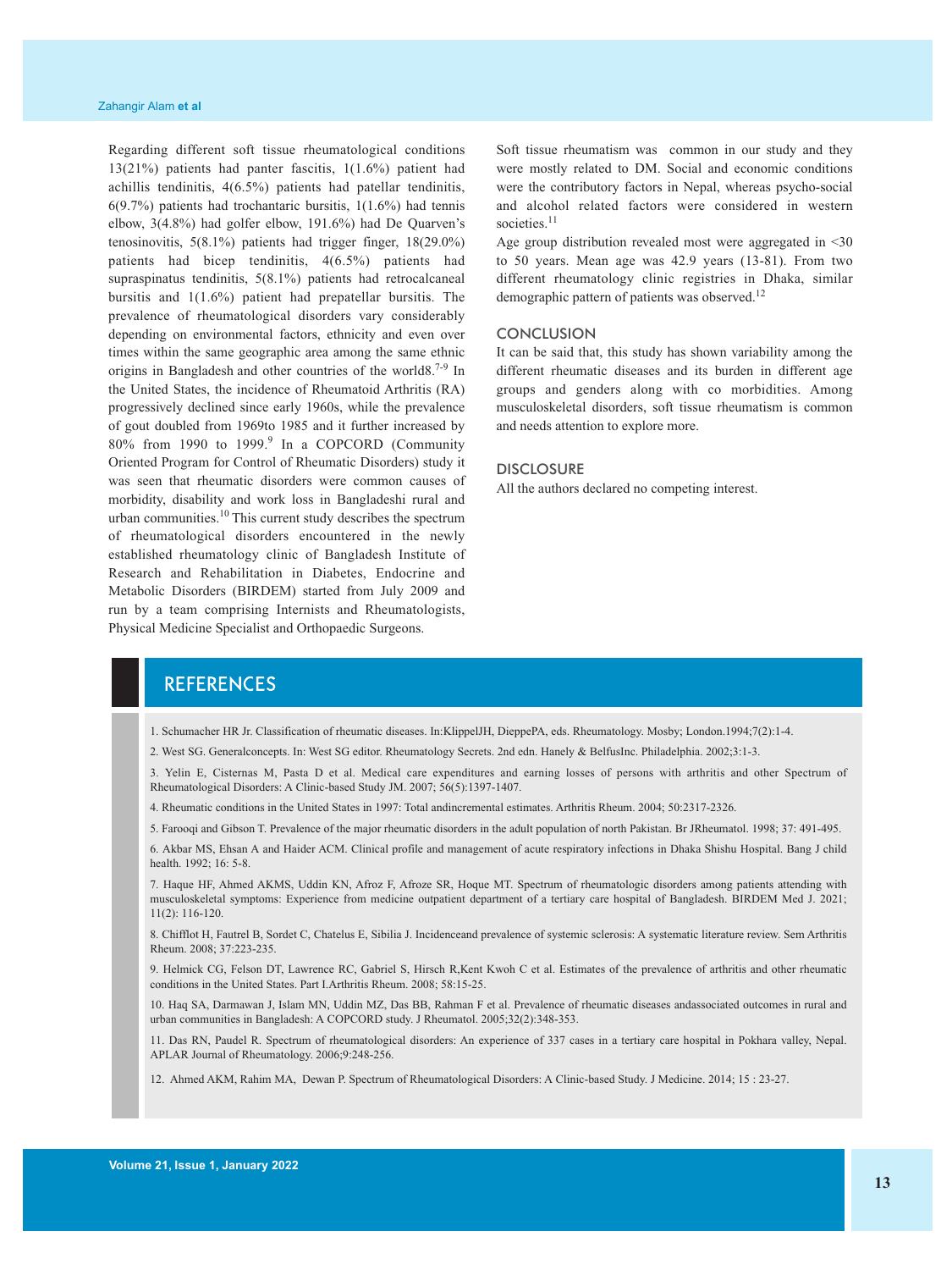Regarding different soft tissue rheumatological conditions 13(21%) patients had panter fascitis, 1(1.6%) patient had achillis tendinitis, 4(6.5%) patients had patellar tendinitis, 6(9.7%) patients had trochantaric bursitis, 1(1.6%) had tennis elbow, 3(4.8%) had golfer elbow, 191.6%) had De Quarven's tenosinovitis, 5(8.1%) patients had trigger finger, 18(29.0%) patients had bicep tendinitis, 4(6.5%) patients had supraspinatus tendinitis, 5(8.1%) patients had retrocalcaneal bursitis and 1(1.6%) patient had prepatellar bursitis. The prevalence of rheumatological disorders vary considerably depending on environmental factors, ethnicity and even over times within the same geographic area among the same ethnic origins in Bangladesh and other countries of the world8.[7-9] In the United States, the incidence of Rheumatoid Arthritis (RA) progressively declined since early 1960s, while the prevalence of gout doubled from 1969to 1985 and it further increased by 80% from 1990 to 1999.[9] In a COPCORD (Community Oriented Program for Control of Rheumatic Disorders) study it was seen that rheumatic disorders were common causes of morbidity, disability and work loss in Bangladeshi rural and urban communities.[10] This current study describes the spectrum of rheumatological disorders encountered in the newly established rheumatology clinic of Bangladesh Institute of Research and Rehabilitation in Diabetes, Endocrine and Metabolic Disorders (BIRDEM) started from July 2009 and run by a team comprising Internists and Rheumatologists, Physical Medicine Specialist and Orthopaedic Surgeons.

Soft tissue rheumatism was common in our study and they were mostly related to DM. Social and economic conditions were the contributory factors in Nepal, whereas psycho-social and alcohol related factors were considered in western societies.[11]

Age group distribution revealed most were aggregated in <30 to 50 years. Mean age was 42.9 years (13-81). From two different rheumatology clinic registries in Dhaka, similar demographic pattern of patients was observed.[12]

## CONCLUSION

It can be said that, this study has shown variability among the different rheumatic diseases and its burden in different age groups and genders along with co morbidities. Among musculoskeletal disorders, soft tissue rheumatism is common and needs attention to explore more.

## DISCLOSURE

All the authors declared no competing interest.

## REFERENCES

1. Schumacher HR Jr. Classification of rheumatic diseases. In:KlippelJH, DieppePA, eds. Rheumatology. Mosby; London.1994;7(2):1-4.
2. West SG. Generalconcepts. In: West SG editor. Rheumatology Secrets. 2nd edn. Hanely & BelfusInc. Philadelphia. 2002;3:1-3.
3. Yelin E, Cisternas M, Pasta D et al. Medical care expenditures and earning losses of persons with arthritis and other Spectrum of Rheumatological Disorders: A Clinic-based Study JM. 2007; 56(5):1397-1407.
4. Rheumatic conditions in the United States in 1997: Total andincremental estimates. Arthritis Rheum. 2004; 50:2317-2326.
5. Farooqi and Gibson T. Prevalence of the major rheumatic disorders in the adult population of north Pakistan. Br JRheumatol. 1998; 37: 491-495.
6. Akbar MS, Ehsan A and Haider ACM. Clinical profile and management of acute respiratory infections in Dhaka Shishu Hospital. Bang J child health. 1992; 16: 5-8.
7. Haque HF, Ahmed AKMS, Uddin KN, Afroz F, Afroze SR, Hoque MT. Spectrum of rheumatologic disorders among patients attending with musculoskeletal symptoms: Experience from medicine outpatient department of a tertiary care hospital of Bangladesh. BIRDEM Med J. 2021; 11(2): 116-120.
8. Chifflot H, Fautrel B, Sordet C, Chatelus E, Sibilia J. Incidenceand prevalence of systemic sclerosis: A systematic literature review. Sem Arthritis Rheum. 2008; 37:223-235.
9. Helmick CG, Felson DT, Lawrence RC, Gabriel S, Hirsch R,Kent Kwoh C et al. Estimates of the prevalence of arthritis and other rheumatic conditions in the United States. Part I.Arthritis Rheum. 2008; 58:15-25.
10. Haq SA, Darmawan J, Islam MN, Uddin MZ, Das BB, Rahman F et al. Prevalence of rheumatic diseases andassociated outcomes in rural and urban communities in Bangladesh: A COPCORD study. J Rheumatol. 2005;32(2):348-353.
11. Das RN, Paudel R. Spectrum of rheumatological disorders: An experience of 337 cases in a tertiary care hospital in Pokhara valley, Nepal. APLAR Journal of Rheumatology. 2006;9:248-256.
12. Ahmed AKM, Rahim MA, Dewan P. Spectrum of Rheumatological Disorders: A Clinic-based Study. J Medicine. 2014; 15 : 23-27.